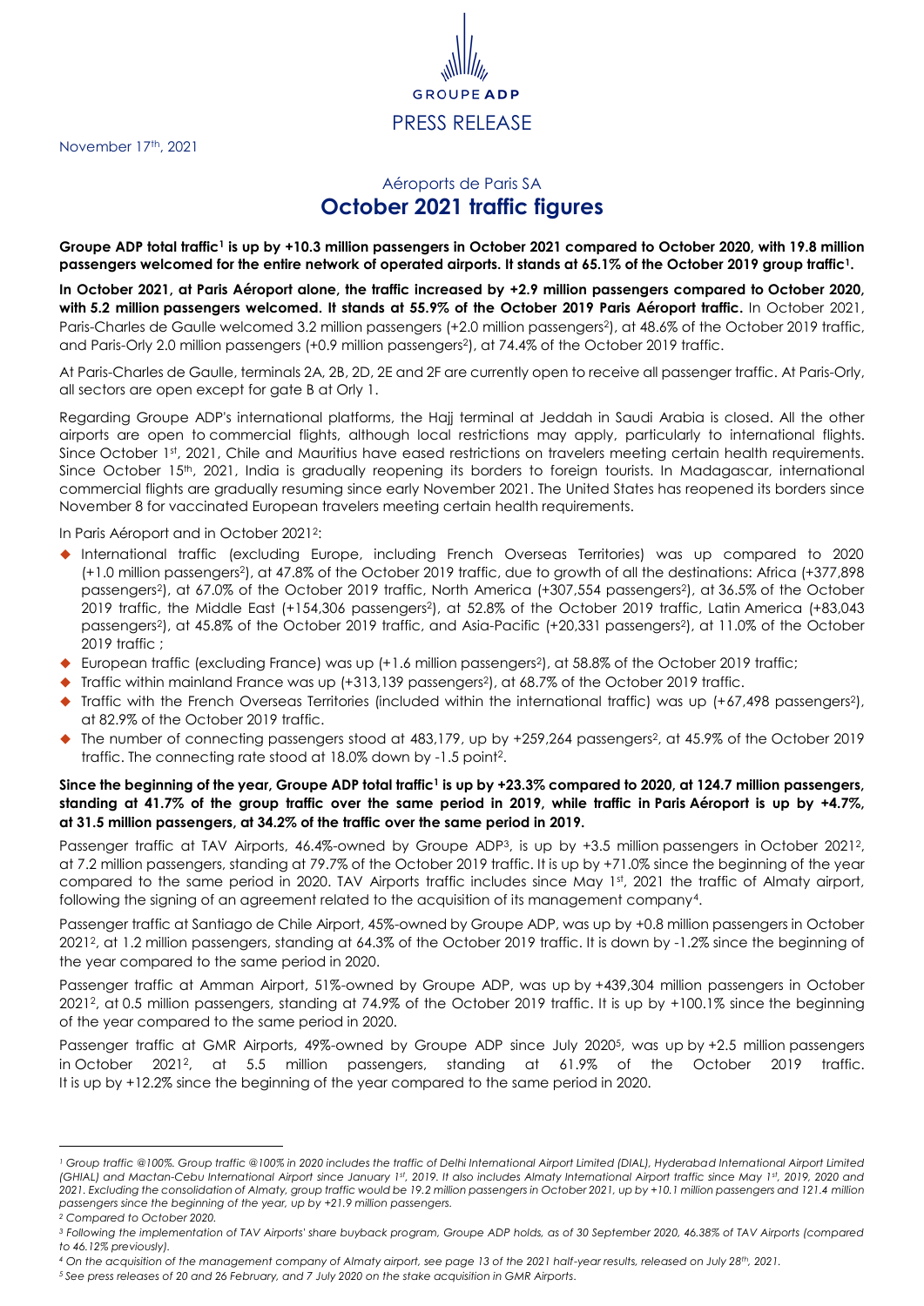GROUPE ADP

PRESS RELEASE

November 17th, 2021

## Aéroports de Paris SA

# October 2021 traffic figures

**Groupe ADP total traffic[1] is up by +10.3 million passengers in October 2021 compared to October 2020, with 19.8 million passengers welcomed for the entire network of operated airports. It stands at 65.1% of the October 2019 group traffic[1].**

**In October 2021, at Paris Aéroport alone, the traffic increased by +2.9 million passengers compared to October 2020, with 5.2 million passengers welcomed. It stands at 55.9% of the October 2019 Paris Aéroport traffic.** In October 2021, Paris-Charles de Gaulle welcomed 3.2 million passengers (+2.0 million passengers[2]), at 48.6% of the October 2019 traffic, and Paris-Orly 2.0 million passengers (+0.9 million passengers[2]), at 74.4% of the October 2019 traffic.

At Paris-Charles de Gaulle, terminals 2A, 2B, 2D, 2E and 2F are currently open to receive all passenger traffic. At Paris-Orly, all sectors are open except for gate B at Orly 1.

Regarding Groupe ADP's international platforms, the Hajj terminal at Jeddah in Saudi Arabia is closed. All the other airports are open to commercial flights, although local restrictions may apply, particularly to international flights. Since October 1st, 2021, Chile and Mauritius have eased restrictions on travelers meeting certain health requirements. Since October 15th, 2021, India is gradually reopening its borders to foreign tourists. In Madagascar, international commercial flights are gradually resuming since early November 2021. The United States has reopened its borders since November 8 for vaccinated European travelers meeting certain health requirements.

In Paris Aéroport and in October 2021[2]:

- International traffic (excluding Europe, including French Overseas Territories) was up compared to 2020 (+1.0 million passengers[2]), at 47.8% of the October 2019 traffic, due to growth of all the destinations: Africa (+377,898 passengers[2]), at 67.0% of the October 2019 traffic, North America (+307,554 passengers[2]), at 36.5% of the October 2019 traffic, the Middle East (+154,306 passengers[2]), at 52.8% of the October 2019 traffic, Latin America (+83,043 passengers[2]), at 45.8% of the October 2019 traffic, and Asia-Pacific (+20,331 passengers[2]), at 11.0% of the October 2019 traffic ;
- European traffic (excluding France) was up (+1.6 million passengers[2]), at 58.8% of the October 2019 traffic;
- Traffic within mainland France was up (+313,139 passengers[2]), at 68.7% of the October 2019 traffic.
- Traffic with the French Overseas Territories (included within the international traffic) was up (+67,498 passengers[2]), at 82.9% of the October 2019 traffic.
- The number of connecting passengers stood at 483,179, up by +259,264 passengers[2], at 45.9% of the October 2019 traffic. The connecting rate stood at 18.0% down by -1.5 point[2].

**Since the beginning of the year, Groupe ADP total traffic[1] is up by +23.3% compared to 2020, at 124.7 million passengers, standing at 41.7% of the group traffic over the same period in 2019, while traffic in Paris Aéroport is up by +4.7%, at 31.5 million passengers, at 34.2% of the traffic over the same period in 2019.**

Passenger traffic at TAV Airports, 46.4%-owned by Groupe ADP[3], is up by +3.5 million passengers in October 2021[2], at 7.2 million passengers, standing at 79.7% of the October 2019 traffic. It is up by +71.0% since the beginning of the year compared to the same period in 2020. TAV Airports traffic includes since May 1st, 2021 the traffic of Almaty airport, following the signing of an agreement related to the acquisition of its management company[4].

Passenger traffic at Santiago de Chile Airport, 45%-owned by Groupe ADP, was up by +0.8 million passengers in October 2021[2], at 1.2 million passengers, standing at 64.3% of the October 2019 traffic. It is down by -1.2% since the beginning of the year compared to the same period in 2020.

Passenger traffic at Amman Airport, 51%-owned by Groupe ADP, was up by +439,304 million passengers in October 2021[2], at 0.5 million passengers, standing at 74.9% of the October 2019 traffic. It is up by +100.1% since the beginning of the year compared to the same period in 2020.

Passenger traffic at GMR Airports, 49%-owned by Groupe ADP since July 2020[5], was up by +2.5 million passengers in October 2021[2], at 5.5 million passengers, standing at 61.9% of the October 2019 traffic. It is up by +12.2% since the beginning of the year compared to the same period in 2020.

---

*[1] Group traffic @100%. Group traffic @100% in 2020 includes the traffic of Delhi International Airport Limited (DIAL), Hyderabad International Airport Limited (GHIAL) and Mactan-Cebu International Airport since January 1st, 2019. It also includes Almaty International Airport traffic since May 1st, 2019, 2020 and 2021. Excluding the consolidation of Almaty, group traffic would be 19.2 million passengers in October 2021, up by +10.1 million passengers and 121.4 million passengers since the beginning of the year, up by +21.9 million passengers.*

*[2] Compared to October 2020.*

*[3] Following the implementation of TAV Airports' share buyback program, Groupe ADP holds, as of 30 September 2020, 46.38% of TAV Airports (compared to 46.12% previously).*

*[4] On the acquisition of the management company of Almaty airport, see page 13 of the 2021 half-year results, released on July 28th, 2021.*

*[5] See press releases of 20 and 26 February, and 7 July 2020 on the stake acquisition in GMR Airports.*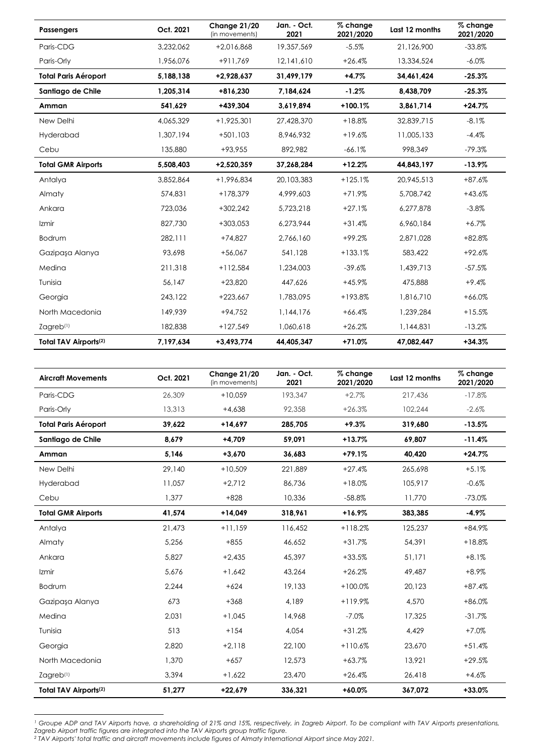| **Passengers** | **Oct. 2021** | **Change 21/20** (in movements) | **Jan. - Oct. 2021** | **% change 2021/2020** | **Last 12 months** | **% change 2021/2020** |
|---|---|---|---|---|---|---|
| Paris-CDG | 3,232,062 | +2,016,868 | 19,357,569 | -5.5% | 21,126,900 | -33.8% |
| Paris-Orly | 1,956,076 | +911,769 | 12,141,610 | +26.4% | 13,334,524 | -6.0% |
| **Total Paris Aéroport** | **5,188,138** | **+2,928,637** | **31,499,179** | **+4.7%** | **34,461,424** | **-25.3%** |
| **Santiago de Chile** | **1,205,314** | **+816,230** | **7,184,624** | **-1.2%** | **8,438,709** | **-25.3%** |
| **Amman** | **541,629** | **+439,304** | **3,619,894** | **+100.1%** | **3,861,714** | **+24.7%** |
| New Delhi | 4,065,329 | +1,925,301 | 27,428,370 | +18.8% | 32,839,715 | -8.1% |
| Hyderabad | 1,307,194 | +501,103 | 8,946,932 | +19.6% | 11,005,133 | -4.4% |
| Cebu | 135,880 | +93,955 | 892,982 | -66.1% | 998,349 | -79.3% |
| **Total GMR Airports** | **5,508,403** | **+2,520,359** | **37,268,284** | **+12.2%** | **44,843,197** | **-13.9%** |
| Antalya | 3,852,864 | +1,996,834 | 20,103,383 | +125.1% | 20,945,513 | +87.6% |
| Almaty | 574,831 | +178,379 | 4,999,603 | +71.9% | 5,708,742 | +43.6% |
| Ankara | 723,036 | +302,242 | 5,723,218 | +27.1% | 6,277,878 | -3.8% |
| Izmir | 827,730 | +303,053 | 6,273,944 | +31.4% | 6,960,184 | +6.7% |
| Bodrum | 282,111 | +74,827 | 2,766,160 | +99.2% | 2,871,028 | +82.8% |
| Gazipaşa Alanya | 93,698 | +56,067 | 541,128 | +133.1% | 583,422 | +92.6% |
| Medina | 211,318 | +112,584 | 1,234,003 | -39.6% | 1,439,713 | -57.5% |
| Tunisia | 56,147 | +23,820 | 447,626 | +45.9% | 475,888 | +9.4% |
| Georgia | 243,122 | +223,667 | 1,783,095 | +193.8% | 1,816,710 | +66.0% |
| North Macedonia | 149,939 | +94,752 | 1,144,176 | +66.4% | 1,239,284 | +15.5% |
| Zagreb[1] | 182,838 | +127,549 | 1,060,618 | +26.2% | 1,144,831 | -13.2% |
| **Total TAV Airports[2]** | **7,197,634** | **+3,493,774** | **44,405,347** | **+71.0%** | **47,082,447** | **+34.3%** |

| **Aircraft Movements** | **Oct. 2021** | **Change 21/20** (in movements) | **Jan. - Oct. 2021** | **% change 2021/2020** | **Last 12 months** | **% change 2021/2020** |
|---|---|---|---|---|---|---|
| Paris-CDG | 26,309 | +10,059 | 193,347 | +2.7% | 217,436 | -17.8% |
| Paris-Orly | 13,313 | +4,638 | 92,358 | +26.3% | 102,244 | -2.6% |
| **Total Paris Aéroport** | **39,622** | **+14,697** | **285,705** | **+9.3%** | **319,680** | **-13.5%** |
| **Santiago de Chile** | **8,679** | **+4,709** | **59,091** | **+13.7%** | **69,807** | **-11.4%** |
| **Amman** | **5,146** | **+3,670** | **36,683** | **+79.1%** | **40,420** | **+24.7%** |
| New Delhi | 29,140 | +10,509 | 221,889 | +27.4% | 265,698 | +5.1% |
| Hyderabad | 11,057 | +2,712 | 86,736 | +18.0% | 105,917 | -0.6% |
| Cebu | 1,377 | +828 | 10,336 | -58.8% | 11,770 | -73.0% |
| **Total GMR Airports** | **41,574** | **+14,049** | **318,961** | **+16.9%** | **383,385** | **-4.9%** |
| Antalya | 21,473 | +11,159 | 116,452 | +118.2% | 125,237 | +84.9% |
| Almaty | 5,256 | +855 | 46,652 | +31.7% | 54,391 | +18.8% |
| Ankara | 5,827 | +2,435 | 45,397 | +33.5% | 51,171 | +8.1% |
| Izmir | 5,676 | +1,642 | 43,264 | +26.2% | 49,487 | +8.9% |
| Bodrum | 2,244 | +624 | 19,133 | +100.0% | 20,123 | +87.4% |
| Gazipaşa Alanya | 673 | +368 | 4,189 | +119.9% | 4,570 | +86.0% |
| Medina | 2,031 | +1,045 | 14,968 | -7.0% | 17,325 | -31.7% |
| Tunisia | 513 | +154 | 4,054 | +31.2% | 4,429 | +7.0% |
| Georgia | 2,820 | +2,118 | 22,100 | +110.6% | 23,670 | +51.4% |
| North Macedonia | 1,370 | +657 | 12,573 | +63.7% | 13,921 | +29.5% |
| Zagreb[1] | 3,394 | +1,622 | 23,470 | +26.4% | 26,418 | +4.6% |
| **Total TAV Airports[2]** | **51,277** | **+22,679** | **336,321** | **+60.0%** | **367,072** | **+33.0%** |

[1] *Groupe ADP and TAV Airports have, a shareholding of 21% and 15%, respectively, in Zagreb Airport. To be compliant with TAV Airports presentations, Zagreb Airport traffic figures are integrated into the TAV Airports group traffic figure.*
[2] *TAV Airports' total traffic and aircraft movements include figures of Almaty International Airport since May 2021.*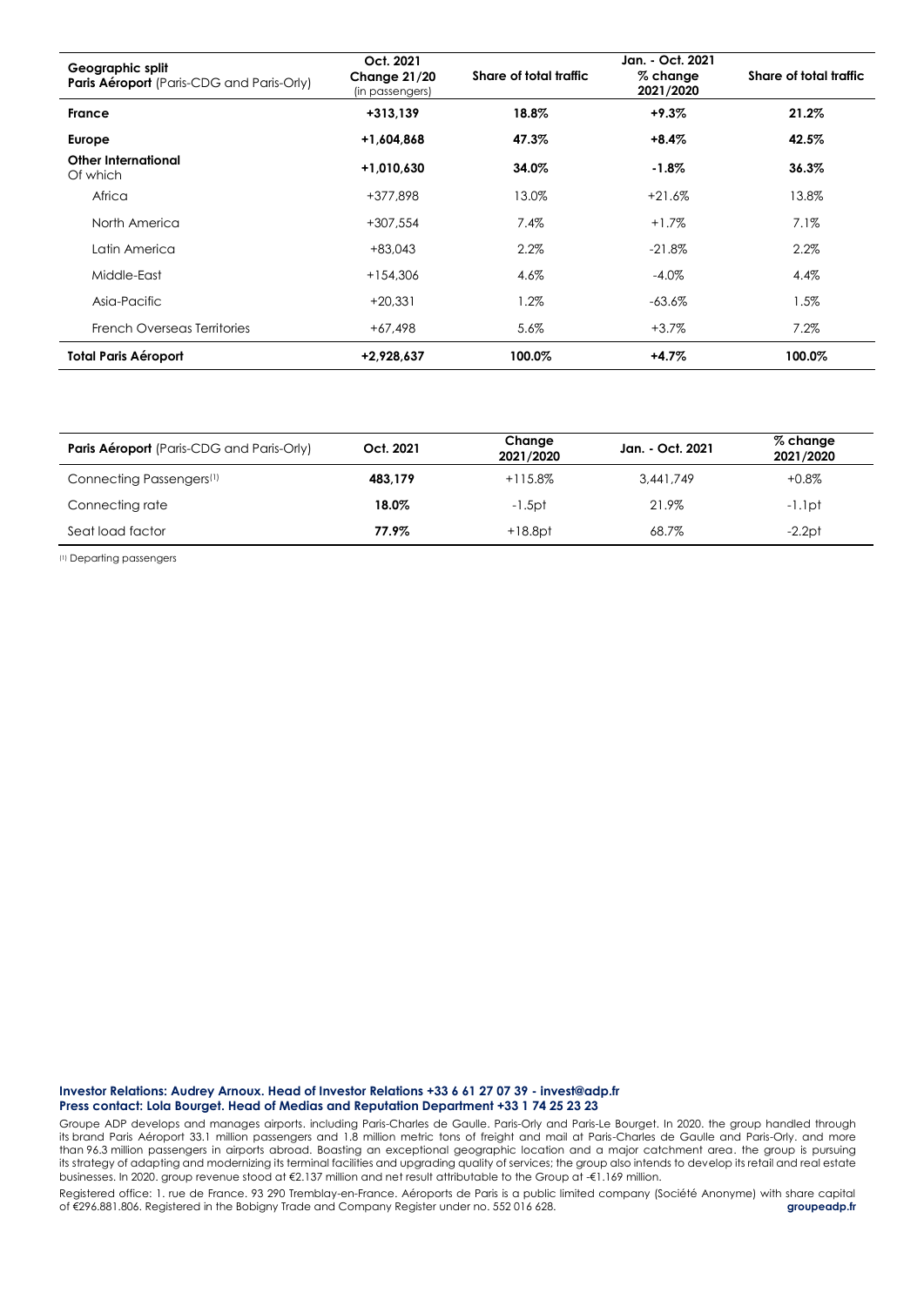| Geographic split **Paris Aéroport** (Paris-CDG and Paris-Orly) | Oct. 2021 **Change 21/20** (in passengers) | Share of total traffic | Jan. - Oct. 2021 % change 2021/2020 | Share of total traffic |
|---|---|---|---|---|
| **France** | **+313,139** | **18.8%** | **+9.3%** | **21.2%** |
| **Europe** | **+1,604,868** | **47.3%** | **+8.4%** | **42.5%** |
| **Other International** Of which | **+1,010,630** | **34.0%** | **-1.8%** | **36.3%** |
| Africa | +377,898 | 13.0% | +21.6% | 13.8% |
| North America | +307,554 | 7.4% | +1.7% | 7.1% |
| Latin America | +83,043 | 2.2% | -21.8% | 2.2% |
| Middle-East | +154,306 | 4.6% | -4.0% | 4.4% |
| Asia-Pacific | +20,331 | 1.2% | -63.6% | 1.5% |
| French Overseas Territories | +67,498 | 5.6% | +3.7% | 7.2% |
| **Total Paris Aéroport** | **+2,928,637** | **100.0%** | **+4.7%** | **100.0%** |

| **Paris Aéroport** (Paris-CDG and Paris-Orly) | Oct. 2021 | Change 2021/2020 | Jan. - Oct. 2021 | % change 2021/2020 |
|---|---|---|---|---|
| Connecting Passengers[1] | **483,179** | +115.8% | 3,441,749 | +0.8% |
| Connecting rate | **18.0%** | -1.5pt | 21.9% | -1.1pt |
| Seat load factor | **77.9%** | +18.8pt | 68.7% | -2.2pt |

[1] Departing passengers

**Investor Relations: Audrey Arnoux. Head of Investor Relations +33 6 61 27 07 39 - invest@adp.fr**
**Press contact: Lola Bourget. Head of Medias and Reputation Department +33 1 74 25 23 23**

Groupe ADP develops and manages airports. including Paris-Charles de Gaulle. Paris-Orly and Paris-Le Bourget. In 2020. the group handled through its brand Paris Aéroport 33.1 million passengers and 1.8 million metric tons of freight and mail at Paris-Charles de Gaulle and Paris-Orly. and more than 96.3 million passengers in airports abroad. Boasting an exceptional geographic location and a major catchment area. the group is pursuing its strategy of adapting and modernizing its terminal facilities and upgrading quality of services; the group also intends to develop its retail and real estate businesses. In 2020. group revenue stood at €2.137 million and net result attributable to the Group at -€1.169 million.

Registered office: 1. rue de France. 93 290 Tremblay-en-France. Aéroports de Paris is a public limited company (Société Anonyme) with share capital of €296.881.806. Registered in the Bobigny Trade and Company Register under no. 552 016 628. **groupeadp.fr**